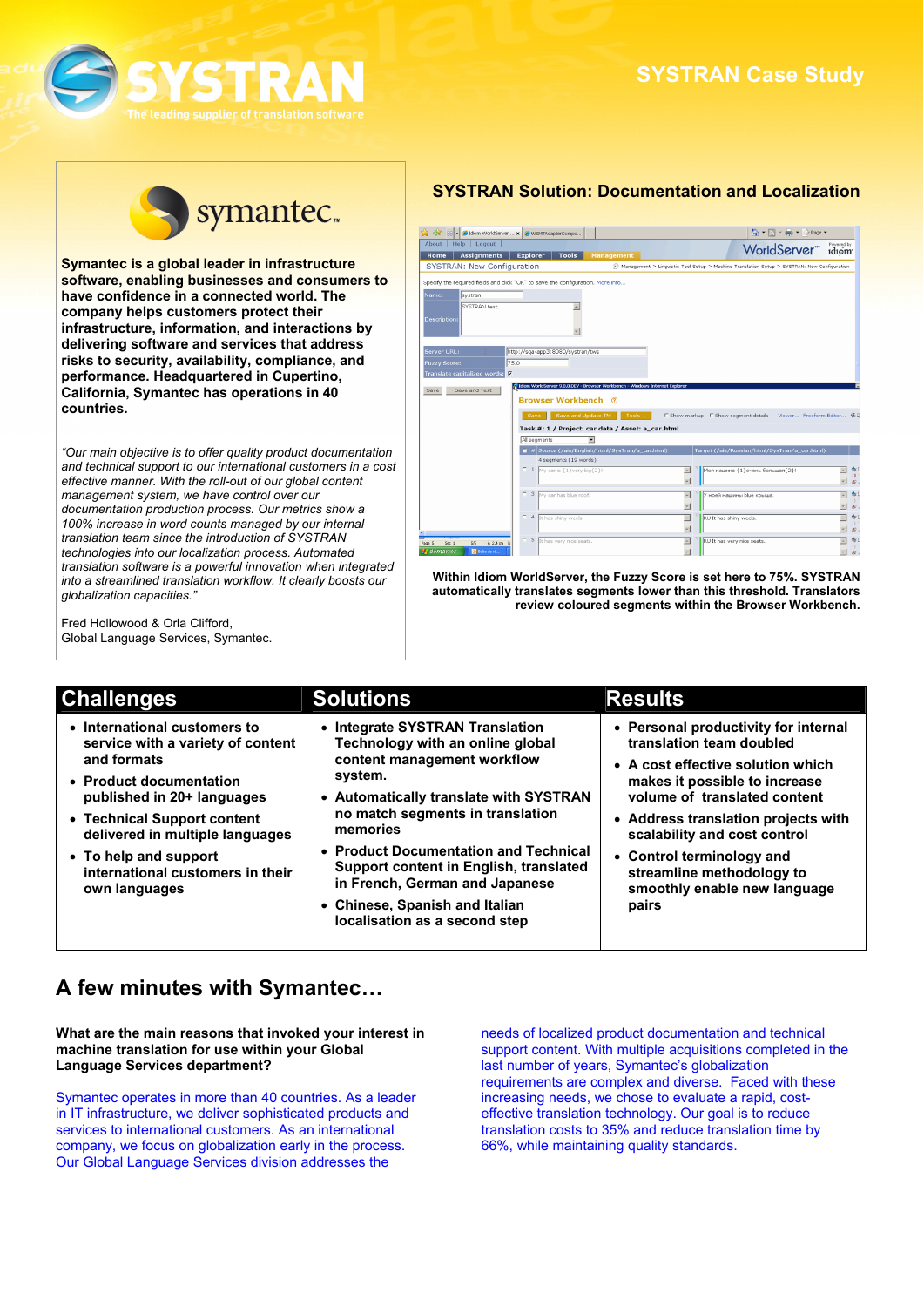# SYSTRAN

The leading supplier of translation software

## SYSTRAN Case Study

**Symantec is a global leader in infrastructure software, enabling businesses and consumers to have confidence in a connected world. The company helps customers protect their infrastructure, information, and interactions by delivering software and services that address risks to security, availability, compliance, and performance. Headquartered in Cupertino, California, Symantec has operations in 40 countries.**

*"Our main objective is to offer quality product documentation and technical support to our international customers in a cost effective manner. With the roll-out of our global content management system, we have control over our documentation production process. Our metrics show a 100% increase in word counts managed by our internal translation team since the introduction of SYSTRAN technologies into our localization process. Automated translation software is a powerful innovation when integrated into a streamlined translation workflow. It clearly boosts our globalization capacities."*

Fred Hollowood & Orla Clifford,
Global Language Services, Symantec.

## SYSTRAN Solution: Documentation and Localization

**Within Idiom WorldServer, the Fuzzy Score is set here to 75%. SYSTRAN automatically translates segments lower than this threshold. Translators review coloured segments within the Browser Workbench.**

| Challenges | Solutions | Results |
|---|---|---|
| • International customers to service with a variety of content and formats<br>• Product documentation published in 20+ languages<br>• Technical Support content delivered in multiple languages<br>• To help and support international customers in their own langauges | • Integrate SYSTRAN Translation Technology with an online global content management workflow system.<br>• Automatically translate with SYSTRAN no match segments in translation memories<br>• Product Documentation and Technical Support content in English, translated in French, German and Japanese<br>• Chinese, Spanish and Italian localisation as a second step | • Personal productivity for internal translation team doubled<br>• A cost effective solution which makes it possible to increase volume of translated content<br>• Address translation projects with scalability and cost control<br>• Control terminology and streamline methodology to smoothly enable new language pairs |

## A few minutes with Symantec…

**What are the main reasons that invoked your interest in machine translation for use within your Global Language Services department?**

Symantec operates in more than 40 countries. As a leader in IT infrastructure, we deliver sophisticated products and services to international customers. As an international company, we focus on globalization early in the process. Our Global Language Services division addresses the needs of localized product documentation and technical support content. With multiple acquisitions completed in the last number of years, Symantec's globalization requirements are complex and diverse. Faced with these increasing needs, we chose to evaluate a rapid, cost-effective translation technology. Our goal is to reduce translation costs to 35% and reduce translation time by 66%, while maintaining quality standards.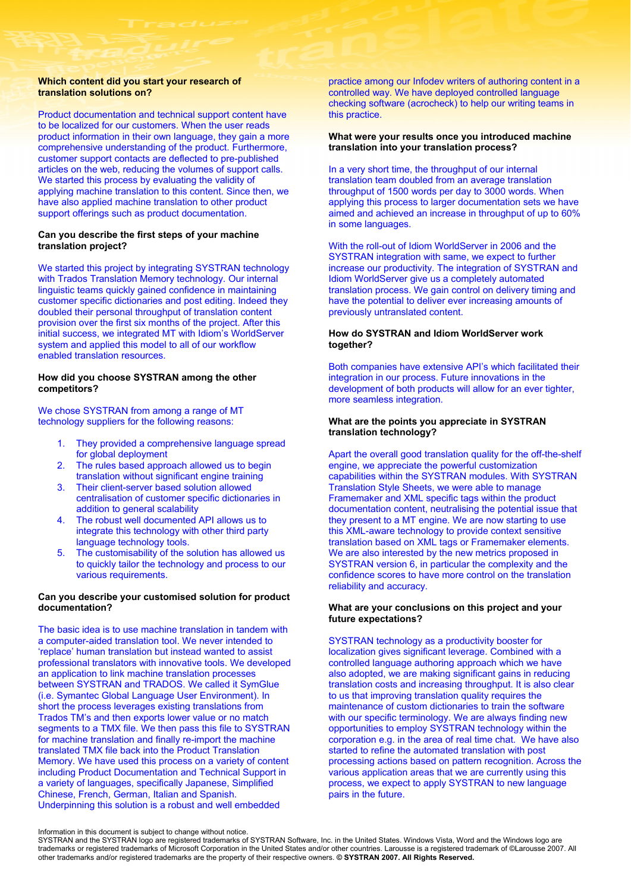**Which content did you start your research of translation solutions on?**

Product documentation and technical support content have to be localized for our customers. When the user reads product information in their own language, they gain a more comprehensive understanding of the product. Furthermore, customer support contacts are deflected to pre-published articles on the web, reducing the volumes of support calls. We started this process by evaluating the validity of applying machine translation to this content. Since then, we have also applied machine translation to other product support offerings such as product documentation.

**Can you describe the first steps of your machine translation project?**

We started this project by integrating SYSTRAN technology with Trados Translation Memory technology. Our internal linguistic teams quickly gained confidence in maintaining customer specific dictionaries and post editing. Indeed they doubled their personal throughput of translation content provision over the first six months of the project. After this initial success, we integrated MT with Idiom's WorldServer system and applied this model to all of our workflow enabled translation resources.

**How did you choose SYSTRAN among the other competitors?**

We chose SYSTRAN from among a range of MT technology suppliers for the following reasons:

1. They provided a comprehensive language spread for global deployment
2. The rules based approach allowed us to begin translation without significant engine training
3. Their client-server based solution allowed centralisation of customer specific dictionaries in addition to general scalability
4. The robust well documented API allows us to integrate this technology with other third party language technology tools.
5. The customisability of the solution has allowed us to quickly tailor the technology and process to our various requirements.

**Can you describe your customised solution for product documentation?**

The basic idea is to use machine translation in tandem with a computer-aided translation tool. We never intended to 'replace' human translation but instead wanted to assist professional translators with innovative tools. We developed an application to link machine translation processes between SYSTRAN and TRADOS. We called it SymGlue (i.e. Symantec Global Language User Environment). In short the process leverages existing translations from Trados TM's and then exports lower value or no match segments to a TMX file. We then pass this file to SYSTRAN for machine translation and finally re-import the machine translated TMX file back into the Product Translation Memory. We have used this process on a variety of content including Product Documentation and Technical Support in a variety of languages, specifically Japanese, Simplified Chinese, French, German, Italian and Spanish. Underpinning this solution is a robust and well embedded practice among our Infodev writers of authoring content in a controlled way. We have deployed controlled language checking software (acrocheck) to help our writing teams in this practice.

**What were your results once you introduced machine translation into your translation process?**

In a very short time, the throughput of our internal translation team doubled from an average translation throughput of 1500 words per day to 3000 words. When applying this process to larger documentation sets we have aimed and achieved an increase in throughput of up to 60% in some languages.

With the roll-out of Idiom WorldServer in 2006 and the SYSTRAN integration with same, we expect to further increase our productivity. The integration of SYSTRAN and Idiom WorldServer give us a completely automated translation process. We gain control on delivery timing and have the potential to deliver ever increasing amounts of previously untranslated content.

**How do SYSTRAN and Idiom WorldServer work together?**

Both companies have extensive API's which facilitated their integration in our process. Future innovations in the development of both products will allow for an ever tighter, more seamless integration.

**What are the points you appreciate in SYSTRAN translation technology?**

Apart the overall good translation quality for the off-the-shelf engine, we appreciate the powerful customization capabilities within the SYSTRAN modules. With SYSTRAN Translation Style Sheets, we were able to manage Framemaker and XML specific tags within the product documentation content, neutralising the potential issue that they present to a MT engine. We are now starting to use this XML-aware technology to provide context sensitive translation based on XML tags or Framemaker elements. We are also interested by the new metrics proposed in SYSTRAN version 6, in particular the complexity and the confidence scores to have more control on the translation reliability and accuracy.

**What are your conclusions on this project and your future expectations?**

SYSTRAN technology as a productivity booster for localization gives significant leverage. Combined with a controlled language authoring approach which we have also adopted, we are making significant gains in reducing translation costs and increasing throughput. It is also clear to us that improving translation quality requires the maintenance of custom dictionaries to train the software with our specific terminology. We are always finding new opportunities to employ SYSTRAN technology within the corporation e.g. in the area of real time chat. We have also started to refine the automated translation with post processing actions based on pattern recognition. Across the various application areas that we are currently using this process, we expect to apply SYSTRAN to new language pairs in the future.

Information in this document is subject to change without notice.
SYSTRAN and the SYSTRAN logo are registered trademarks of SYSTRAN Software, Inc. in the United States. Windows Vista, Word and the Windows logo are trademarks or registered trademarks of Microsoft Corporation in the United States and/or other countries. Larousse is a registered trademark of ©Larousse 2007. All other trademarks and/or registered trademarks are the property of their respective owners. **© SYSTRAN 2007. All Rights Reserved.**